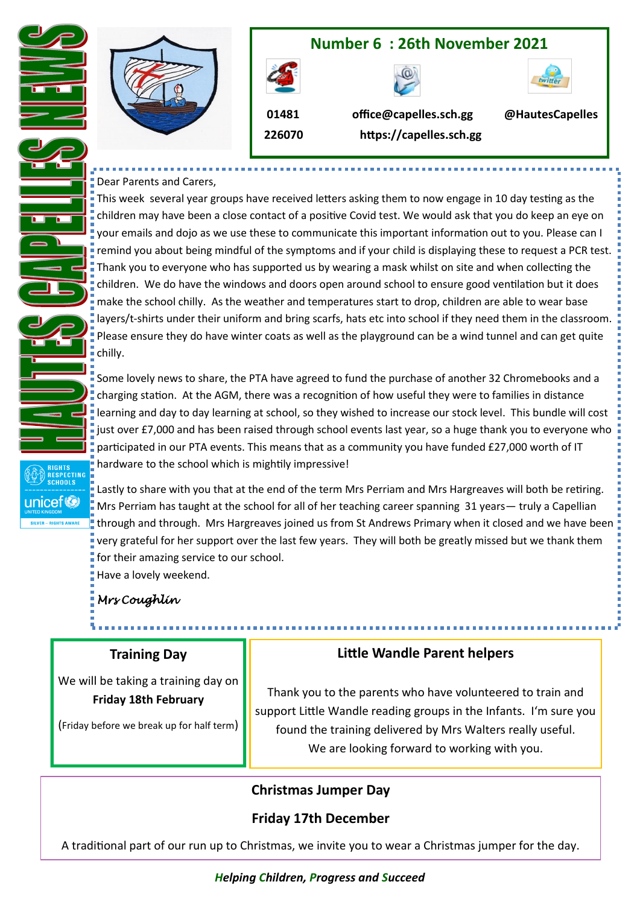# HAUTES CAPELLES NEWS

## Number 6 : 26th November 2021

01481 226070

office@capelles.sch.gg

https://capelles.sch.gg

@HautesCapelles

RIGHTS RESPECTING SCHOOLS

unicef UNITED KINGDOM

SILVER – RIGHTS AWARE

Dear Parents and Carers,

This week several year groups have received letters asking them to now engage in 10 day testing as the children may have been a close contact of a positive Covid test. We would ask that you do keep an eye on your emails and dojo as we use these to communicate this important information out to you. Please can I remind you about being mindful of the symptoms and if your child is displaying these to request a PCR test. Thank you to everyone who has supported us by wearing a mask whilst on site and when collecting the children. We do have the windows and doors open around school to ensure good ventilation but it does make the school chilly. As the weather and temperatures start to drop, children are able to wear base layers/t-shirts under their uniform and bring scarfs, hats etc into school if they need them in the classroom. Please ensure they do have winter coats as well as the playground can be a wind tunnel and can get quite chilly.

Some lovely news to share, the PTA have agreed to fund the purchase of another 32 Chromebooks and a charging station. At the AGM, there was a recognition of how useful they were to families in distance learning and day to day learning at school, so they wished to increase our stock level. This bundle will cost just over £7,000 and has been raised through school events last year, so a huge thank you to everyone who participated in our PTA events. This means that as a community you have funded £27,000 worth of IT hardware to the school which is mightily impressive!

Lastly to share with you that at the end of the term Mrs Perriam and Mrs Hargreaves will both be retiring. Mrs Perriam has taught at the school for all of her teaching career spanning 31 years— truly a Capellian through and through. Mrs Hargreaves joined us from St Andrews Primary when it closed and we have been very grateful for her support over the last few years. They will both be greatly missed but we thank them for their amazing service to our school.

Have a lovely weekend.

*Mrs Coughlin*

### Training Day

We will be taking a training day on **Friday 18th February**

(Friday before we break up for half term)

### Little Wandle Parent helpers

Thank you to the parents who have volunteered to train and support Little Wandle reading groups in the Infants. I'm sure you found the training delivered by Mrs Walters really useful. We are looking forward to working with you.

### Christmas Jumper Day

### Friday 17th December

A traditional part of our run up to Christmas, we invite you to wear a Christmas jumper for the day.

***Helping Children, Progress and Succeed***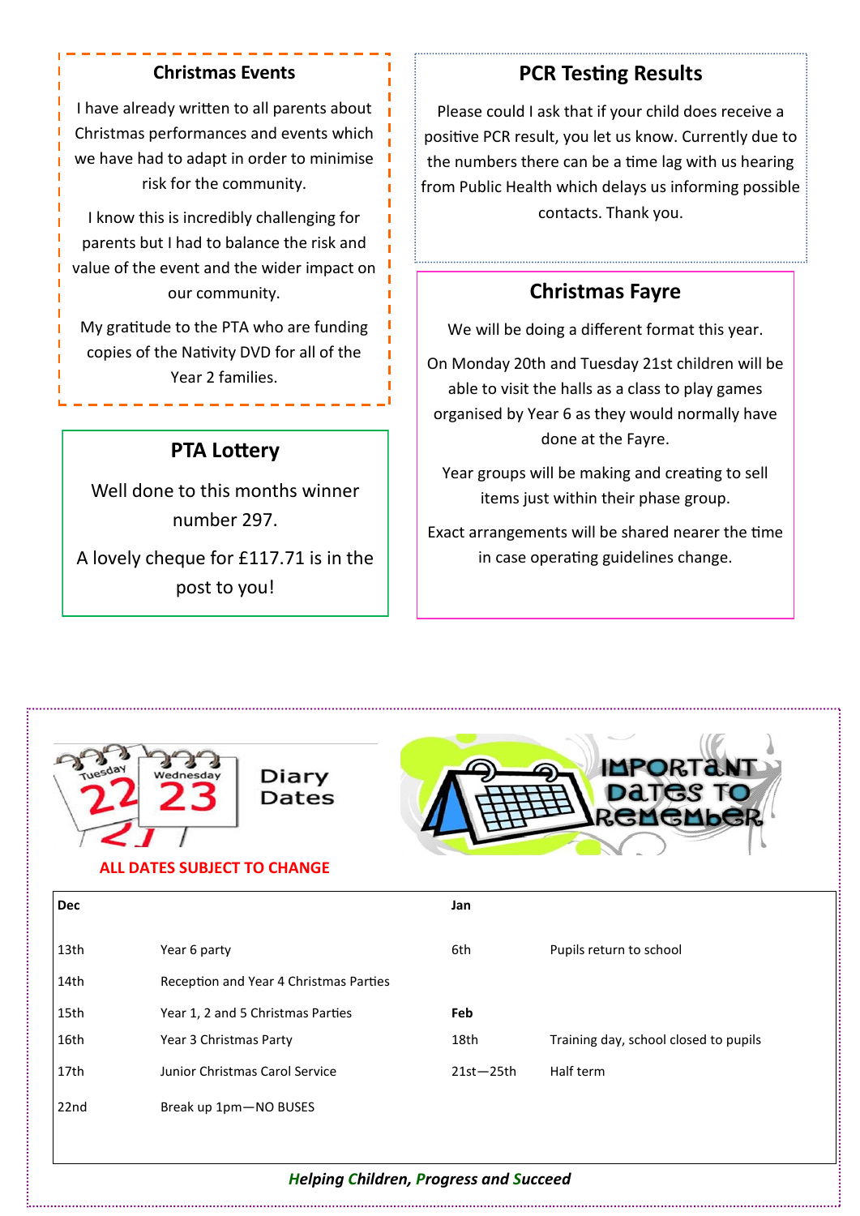## Christmas Events

I have already written to all parents about Christmas performances and events which we have had to adapt in order to minimise risk for the community.

I know this is incredibly challenging for parents but I had to balance the risk and value of the event and the wider impact on our community.

My gratitude to the PTA who are funding copies of the Nativity DVD for all of the Year 2 families.

## PTA Lottery

Well done to this months winner number 297.

A lovely cheque for £117.71 is in the post to you!

## PCR Testing Results

Please could I ask that if your child does receive a positive PCR result, you let us know. Currently due to the numbers there can be a time lag with us hearing from Public Health which delays us informing possible contacts. Thank you.

## Christmas Fayre

We will be doing a different format this year.

On Monday 20th and Tuesday 21st children will be able to visit the halls as a class to play games organised by Year 6 as they would normally have done at the Fayre.

Year groups will be making and creating to sell items just within their phase group.

Exact arrangements will be shared nearer the time in case operating guidelines change.

## Diary Dates

## Important Dates to Remember

**ALL DATES SUBJECT TO CHANGE**

| | | | |
|---|---|---|---|
| **Dec** | | **Jan** | |
| 13th | Year 6 party | 6th | Pupils return to school |
| 14th | Reception and Year 4 Christmas Parties | | |
| 15th | Year 1, 2 and 5 Christmas Parties | **Feb** | |
| 16th | Year 3 Christmas Party | 18th | Training day, school closed to pupils |
| 17th | Junior Christmas Carol Service | 21st—25th | Half term |
| 22nd | Break up 1pm—NO BUSES | | |

***Helping Children, Progress and Succeed***